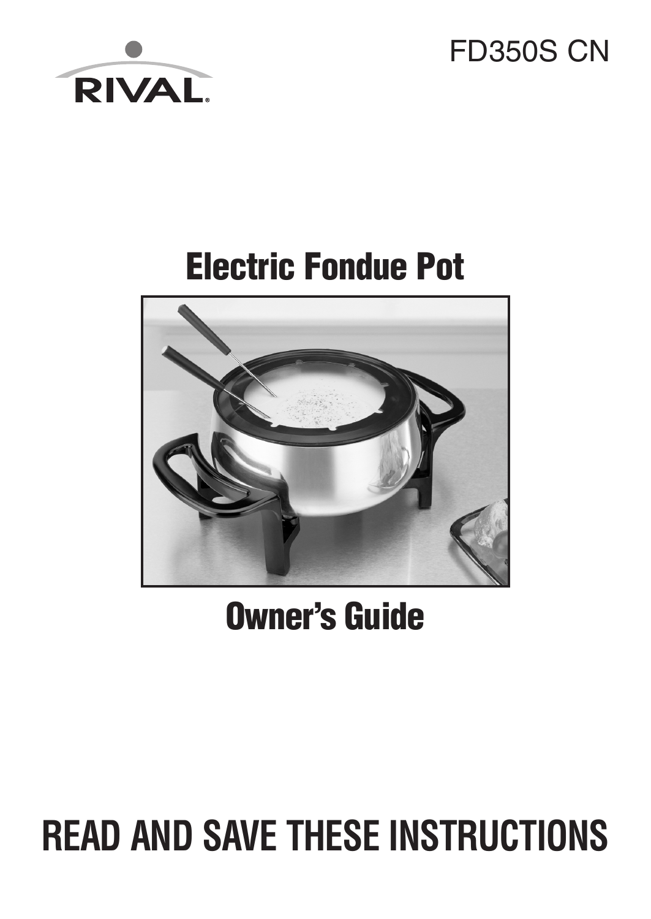RIVAL®

FD350S CN

# Electric Fondue Pot

## Owner's Guide

# READ AND SAVE THESE INSTRUCTIONS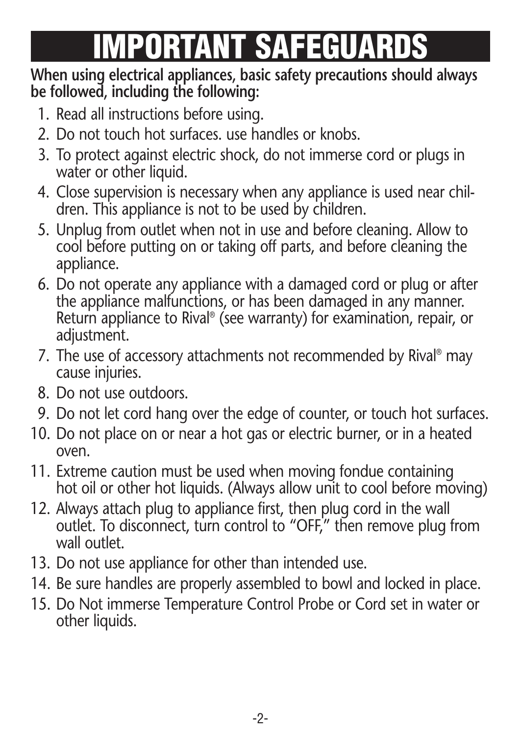# IMPORTANT SAFEGUARDS

**When using electrical appliances, basic safety precautions should always be followed, including the following:**

1. Read all instructions before using.
2. Do not touch hot surfaces. use handles or knobs.
3. To protect against electric shock, do not immerse cord or plugs in water or other liquid.
4. Close supervision is necessary when any appliance is used near children. This appliance is not to be used by children.
5. Unplug from outlet when not in use and before cleaning. Allow to cool before putting on or taking off parts, and before cleaning the appliance.
6. Do not operate any appliance with a damaged cord or plug or after the appliance malfunctions, or has been damaged in any manner. Return appliance to Rival® (see warranty) for examination, repair, or adjustment.
7. The use of accessory attachments not recommended by Rival® may cause injuries.
8. Do not use outdoors.
9. Do not let cord hang over the edge of counter, or touch hot surfaces.
10. Do not place on or near a hot gas or electric burner, or in a heated oven.
11. Extreme caution must be used when moving fondue containing hot oil or other hot liquids. (Always allow unit to cool before moving)
12. Always attach plug to appliance first, then plug cord in the wall outlet. To disconnect, turn control to "OFF," then remove plug from wall outlet.
13. Do not use appliance for other than intended use.
14. Be sure handles are properly assembled to bowl and locked in place.
15. Do Not immerse Temperature Control Probe or Cord set in water or other liquids.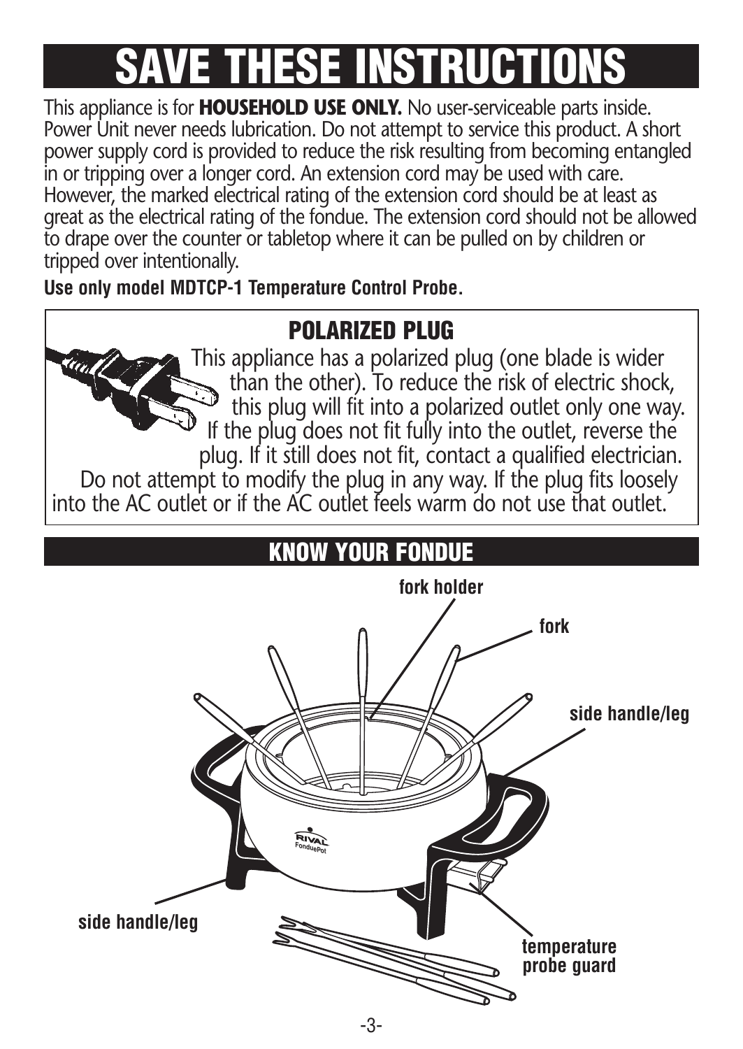# SAVE THESE INSTRUCTIONS

This appliance is for **HOUSEHOLD USE ONLY.** No user-serviceable parts inside. Power Unit never needs lubrication. Do not attempt to service this product. A short power supply cord is provided to reduce the risk resulting from becoming entangled in or tripping over a longer cord. An extension cord may be used with care. However, the marked electrical rating of the extension cord should be at least as great as the electrical rating of the fondue. The extension cord should not be allowed to drape over the counter or tabletop where it can be pulled on by children or tripped over intentionally.

**Use only model MDTCP-1 Temperature Control Probe.**

## POLARIZED PLUG

This appliance has a polarized plug (one blade is wider than the other). To reduce the risk of electric shock, this plug will fit into a polarized outlet only one way. If the plug does not fit fully into the outlet, reverse the plug. If it still does not fit, contact a qualified electrician. Do not attempt to modify the plug in any way. If the plug fits loosely into the AC outlet or if the AC outlet feels warm do not use that outlet.

## KNOW YOUR FONDUE

**fork holder**

**fork**

**side handle/leg**

**side handle/leg**

**temperature probe guard**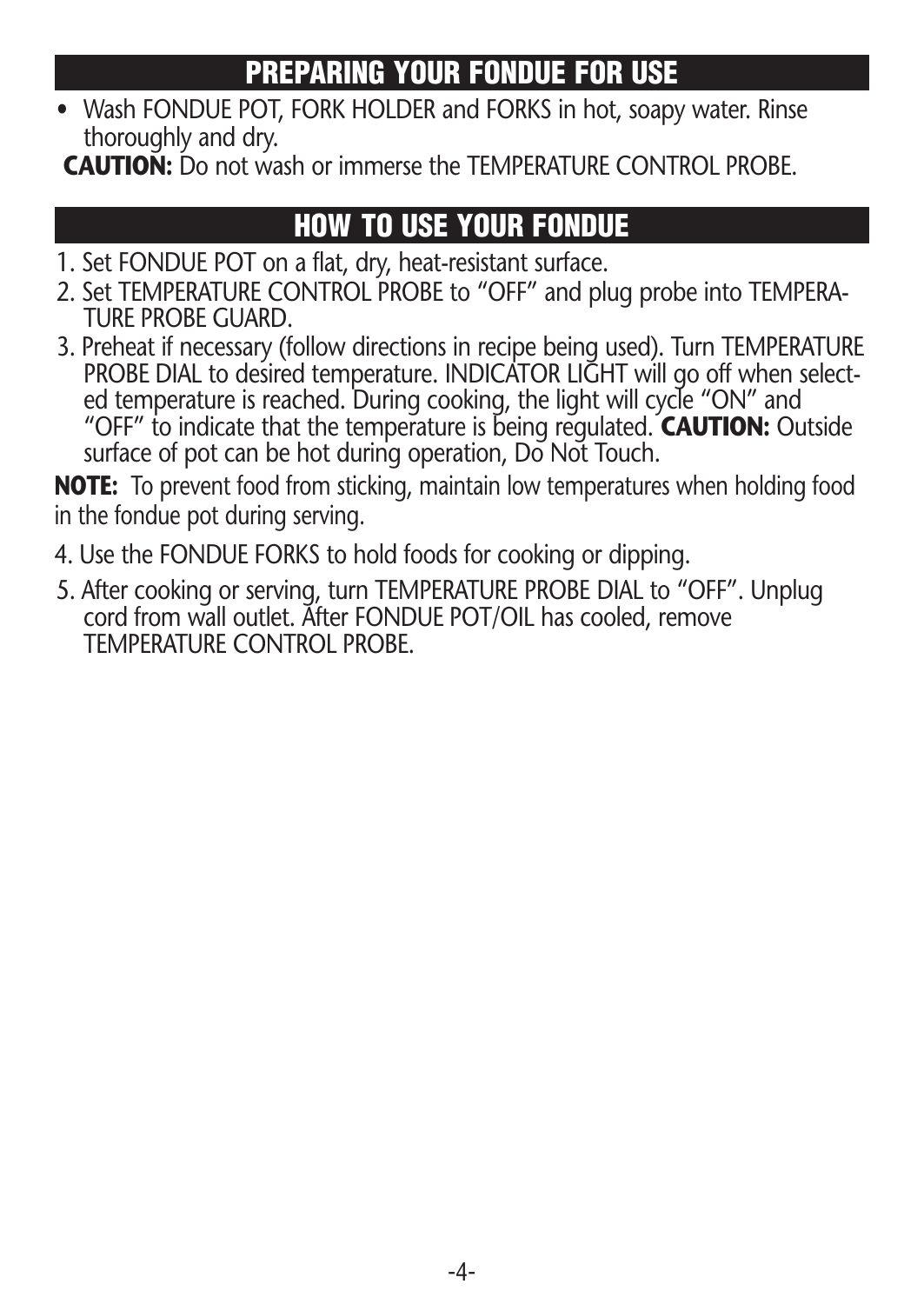## PREPARING YOUR FONDUE FOR USE

- Wash FONDUE POT, FORK HOLDER and FORKS in hot, soapy water. Rinse thoroughly and dry.

**CAUTION:** Do not wash or immerse the TEMPERATURE CONTROL PROBE.

## HOW TO USE YOUR FONDUE

1. Set FONDUE POT on a flat, dry, heat-resistant surface.
2. Set TEMPERATURE CONTROL PROBE to "OFF" and plug probe into TEMPERATURE PROBE GUARD.
3. Preheat if necessary (follow directions in recipe being used). Turn TEMPERATURE PROBE DIAL to desired temperature. INDICATOR LIGHT will go off when selected temperature is reached. During cooking, the light will cycle "ON" and "OFF" to indicate that the temperature is being regulated. **CAUTION:** Outside surface of pot can be hot during operation, Do Not Touch.

**NOTE:** To prevent food from sticking, maintain low temperatures when holding food in the fondue pot during serving.

4. Use the FONDUE FORKS to hold foods for cooking or dipping.
5. After cooking or serving, turn TEMPERATURE PROBE DIAL to "OFF". Unplug cord from wall outlet. After FONDUE POT/OIL has cooled, remove TEMPERATURE CONTROL PROBE.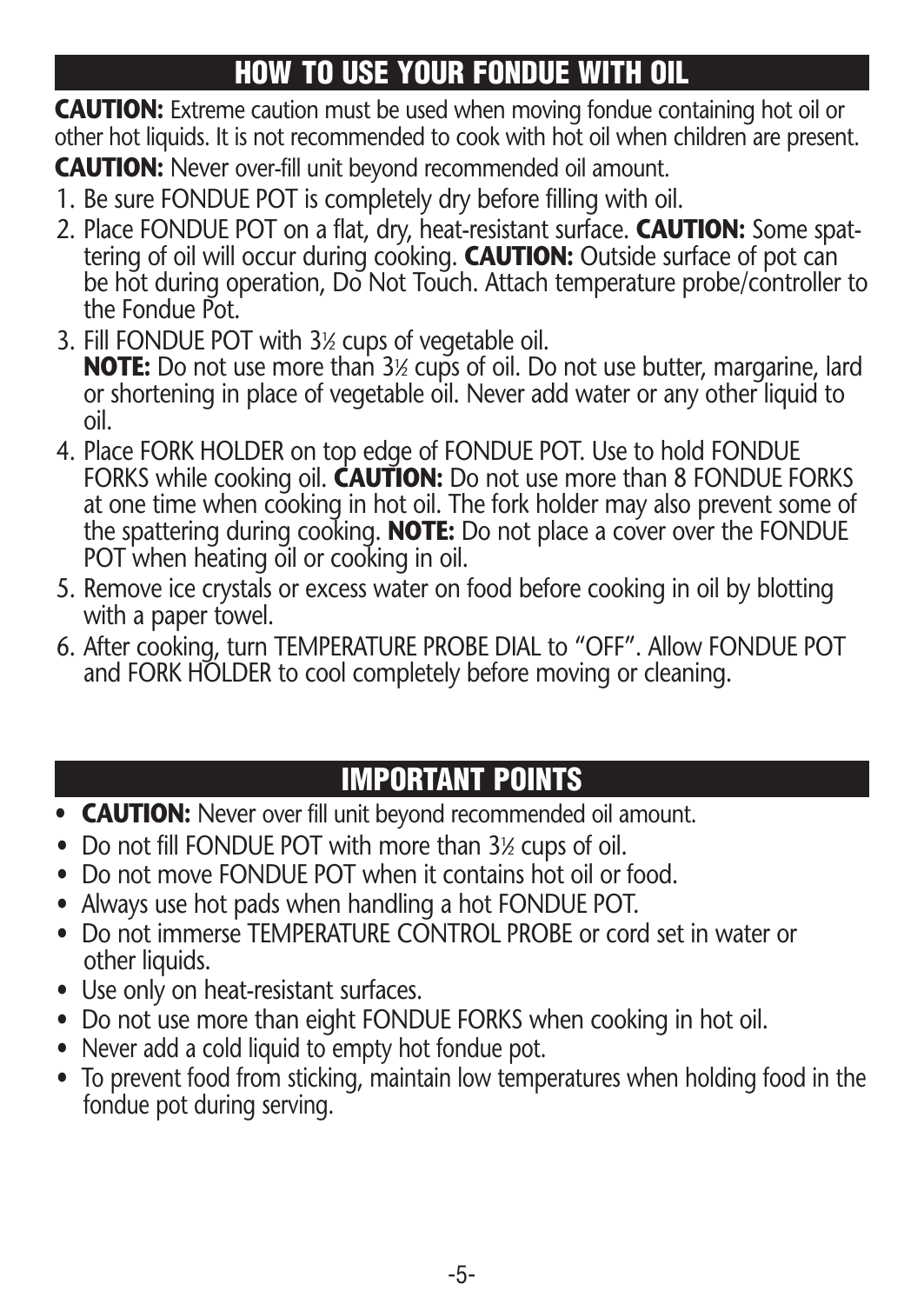## HOW TO USE YOUR FONDUE WITH OIL

**CAUTION:** Extreme caution must be used when moving fondue containing hot oil or other hot liquids. It is not recommended to cook with hot oil when children are present.

**CAUTION:** Never over-fill unit beyond recommended oil amount.

1. Be sure FONDUE POT is completely dry before filling with oil.
2. Place FONDUE POT on a flat, dry, heat-resistant surface. **CAUTION:** Some spattering of oil will occur during cooking. **CAUTION:** Outside surface of pot can be hot during operation, Do Not Touch. Attach temperature probe/controller to the Fondue Pot.
3. Fill FONDUE POT with 3½ cups of vegetable oil.
   **NOTE:** Do not use more than 3½ cups of oil. Do not use butter, margarine, lard or shortening in place of vegetable oil. Never add water or any other liquid to oil.
4. Place FORK HOLDER on top edge of FONDUE POT. Use to hold FONDUE FORKS while cooking oil. **CAUTION:** Do not use more than 8 FONDUE FORKS at one time when cooking in hot oil. The fork holder may also prevent some of the spattering during cooking. **NOTE:** Do not place a cover over the FONDUE POT when heating oil or cooking in oil.
5. Remove ice crystals or excess water on food before cooking in oil by blotting with a paper towel.
6. After cooking, turn TEMPERATURE PROBE DIAL to "OFF". Allow FONDUE POT and FORK HOLDER to cool completely before moving or cleaning.

## IMPORTANT POINTS

- **CAUTION:** Never over fill unit beyond recommended oil amount.
- Do not fill FONDUE POT with more than 3½ cups of oil.
- Do not move FONDUE POT when it contains hot oil or food.
- Always use hot pads when handling a hot FONDUE POT.
- Do not immerse TEMPERATURE CONTROL PROBE or cord set in water or other liquids.
- Use only on heat-resistant surfaces.
- Do not use more than eight FONDUE FORKS when cooking in hot oil.
- Never add a cold liquid to empty hot fondue pot.
- To prevent food from sticking, maintain low temperatures when holding food in the fondue pot during serving.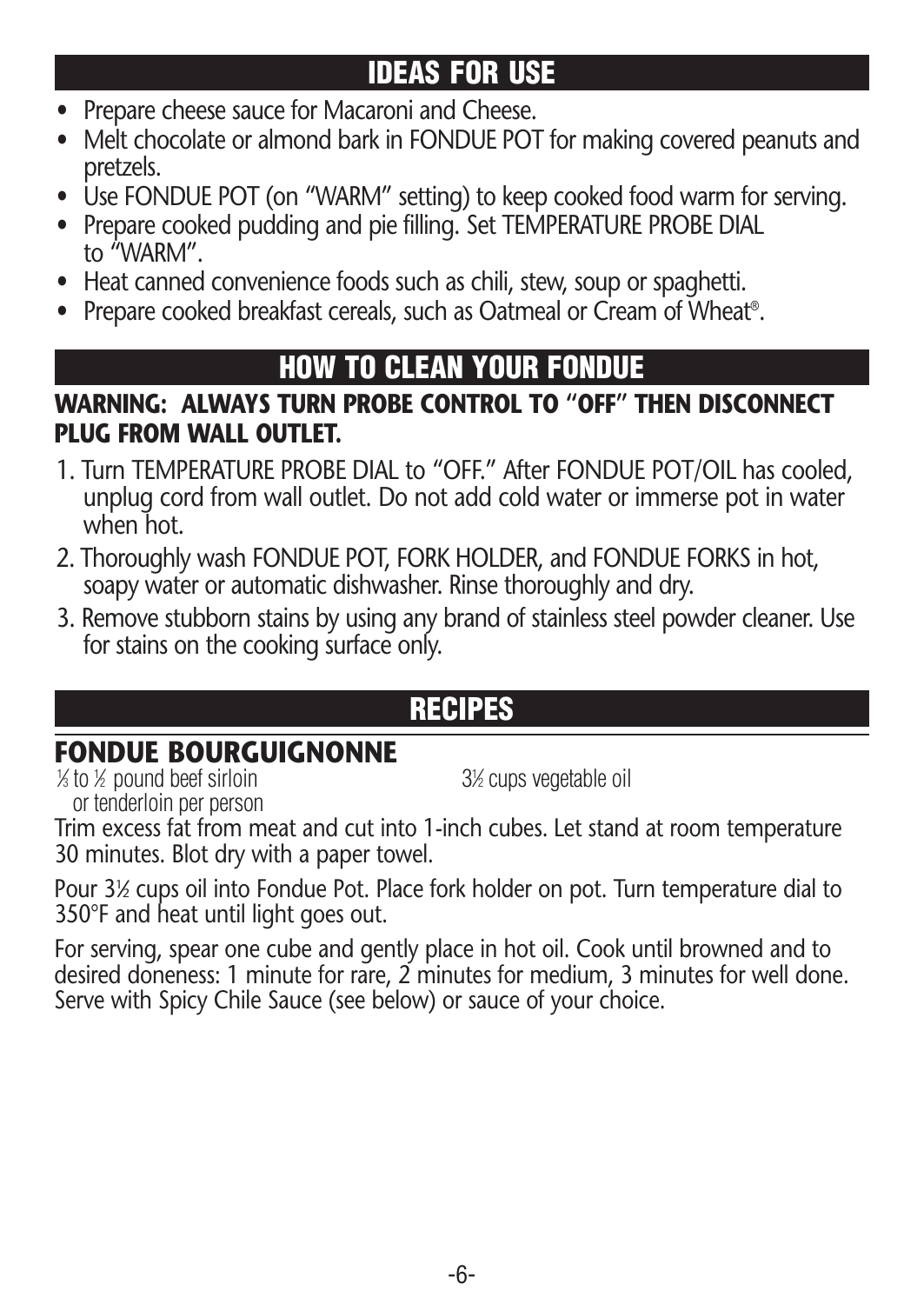## IDEAS FOR USE

- Prepare cheese sauce for Macaroni and Cheese.
- Melt chocolate or almond bark in FONDUE POT for making covered peanuts and pretzels.
- Use FONDUE POT (on "WARM" setting) to keep cooked food warm for serving.
- Prepare cooked pudding and pie filling. Set TEMPERATURE PROBE DIAL to "WARM".
- Heat canned convenience foods such as chili, stew, soup or spaghetti.
- Prepare cooked breakfast cereals, such as Oatmeal or Cream of Wheat®.

## HOW TO CLEAN YOUR FONDUE

**WARNING: ALWAYS TURN PROBE CONTROL TO "OFF" THEN DISCONNECT PLUG FROM WALL OUTLET.**

1. Turn TEMPERATURE PROBE DIAL to "OFF." After FONDUE POT/OIL has cooled, unplug cord from wall outlet. Do not add cold water or immerse pot in water when hot.
2. Thoroughly wash FONDUE POT, FORK HOLDER, and FONDUE FORKS in hot, soapy water or automatic dishwasher. Rinse thoroughly and dry.
3. Remove stubborn stains by using any brand of stainless steel powder cleaner. Use for stains on the cooking surface only.

## RECIPES

### FONDUE BOURGUIGNONNE

⅓ to ½ pound beef sirloin or tenderloin per person

3½ cups vegetable oil

Trim excess fat from meat and cut into 1-inch cubes. Let stand at room temperature 30 minutes. Blot dry with a paper towel.

Pour 3½ cups oil into Fondue Pot. Place fork holder on pot. Turn temperature dial to 350°F and heat until light goes out.

For serving, spear one cube and gently place in hot oil. Cook until browned and to desired doneness: 1 minute for rare, 2 minutes for medium, 3 minutes for well done. Serve with Spicy Chile Sauce (see below) or sauce of your choice.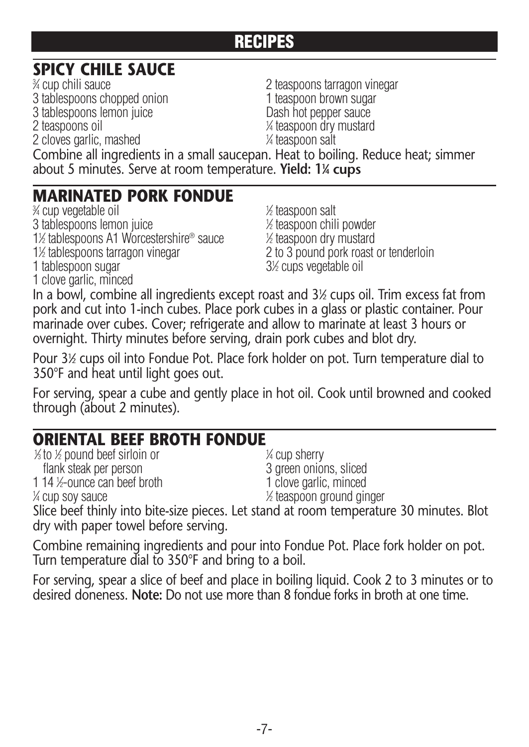# RECIPES

## SPICY CHILE SAUCE

¾ cup chili sauce
3 tablespoons chopped onion
3 tablespoons lemon juice
2 teaspoons oil
2 cloves garlic, mashed
2 teaspoons tarragon vinegar
1 teaspoon brown sugar
Dash hot pepper sauce
¼ teaspoon dry mustard
¼ teaspoon salt

Combine all ingredients in a small saucepan. Heat to boiling. Reduce heat; simmer about 5 minutes. Serve at room temperature. **Yield: 1¼ cups**

## MARINATED PORK FONDUE

¾ cup vegetable oil
3 tablespoons lemon juice
1½ tablespoons A1 Worcestershire® sauce
1½ tablespoons tarragon vinegar
1 tablespoon sugar
1 clove garlic, minced
½ teaspoon salt
½ teaspoon chili powder
½ teaspoon dry mustard
2 to 3 pound pork roast or tenderloin
3½ cups vegetable oil

In a bowl, combine all ingredients except roast and 3½ cups oil. Trim excess fat from pork and cut into 1-inch cubes. Place pork cubes in a glass or plastic container. Pour marinade over cubes. Cover; refrigerate and allow to marinate at least 3 hours or overnight. Thirty minutes before serving, drain pork cubes and blot dry.

Pour 3½ cups oil into Fondue Pot. Place fork holder on pot. Turn temperature dial to 350°F and heat until light goes out.

For serving, spear a cube and gently place in hot oil. Cook until browned and cooked through (about 2 minutes).

## ORIENTAL BEEF BROTH FONDUE

⅓ to ½ pound beef sirloin or flank steak per person
1 14 ½-ounce can beef broth
¼ cup soy sauce
¼ cup sherry
3 green onions, sliced
1 clove garlic, minced
½ teaspoon ground ginger

Slice beef thinly into bite-size pieces. Let stand at room temperature 30 minutes. Blot dry with paper towel before serving.

Combine remaining ingredients and pour into Fondue Pot. Place fork holder on pot. Turn temperature dial to 350°F and bring to a boil.

For serving, spear a slice of beef and place in boiling liquid. Cook 2 to 3 minutes or to desired doneness. **Note:** Do not use more than 8 fondue forks in broth at one time.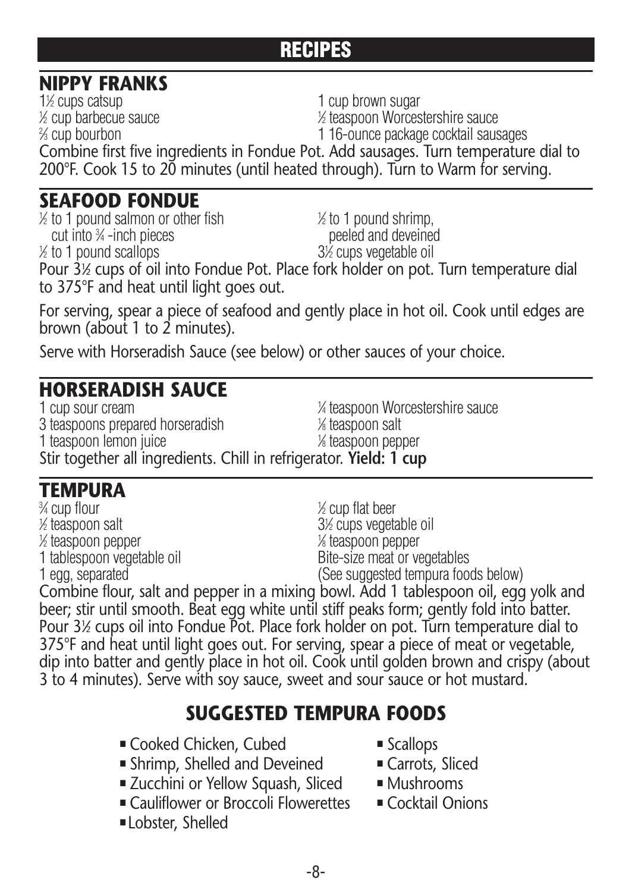# RECIPES

## NIPPY FRANKS

- 1½ cups catsup
- ½ cup barbecue sauce
- ⅔ cup bourbon
- 1 cup brown sugar
- ½ teaspoon Worcestershire sauce
- 1 16-ounce package cocktail sausages

Combine first five ingredients in Fondue Pot. Add sausages. Turn temperature dial to 200°F. Cook 15 to 20 minutes (until heated through). Turn to Warm for serving.

## SEAFOOD FONDUE

- ½ to 1 pound salmon or other fish cut into ¾-inch pieces
- ½ to 1 pound scallops
- ½ to 1 pound shrimp, peeled and deveined
- 3½ cups vegetable oil

Pour 3½ cups of oil into Fondue Pot. Place fork holder on pot. Turn temperature dial to 375°F and heat until light goes out.

For serving, spear a piece of seafood and gently place in hot oil. Cook until edges are brown (about 1 to 2 minutes).

Serve with Horseradish Sauce (see below) or other sauces of your choice.

## HORSERADISH SAUCE

- 1 cup sour cream
- 3 teaspoons prepared horseradish
- 1 teaspoon lemon juice
- ¼ teaspoon Worcestershire sauce
- ⅛ teaspoon salt
- ⅛ teaspoon pepper

Stir together all ingredients. Chill in refrigerator. **Yield: 1 cup**

## TEMPURA

- ¾ cup flour
- ½ teaspoon salt
- ½ teaspoon pepper
- 1 tablespoon vegetable oil
- 1 egg, separated
- ½ cup flat beer
- 3½ cups vegetable oil
- ⅛ teaspoon pepper
- Bite-size meat or vegetables (See suggested tempura foods below)

Combine flour, salt and pepper in a mixing bowl. Add 1 tablespoon oil, egg yolk and beer; stir until smooth. Beat egg white until stiff peaks form; gently fold into batter. Pour 3½ cups oil into Fondue Pot. Place fork holder on pot. Turn temperature dial to 375°F and heat until light goes out. For serving, spear a piece of meat or vegetable, dip into batter and gently place in hot oil. Cook until golden brown and crispy (about 3 to 4 minutes). Serve with soy sauce, sweet and sour sauce or hot mustard.

### SUGGESTED TEMPURA FOODS

- Cooked Chicken, Cubed
- Shrimp, Shelled and Deveined
- Zucchini or Yellow Squash, Sliced
- Cauliflower or Broccoli Flowerettes
- Lobster, Shelled
- Scallops
- Carrots, Sliced
- Mushrooms
- Cocktail Onions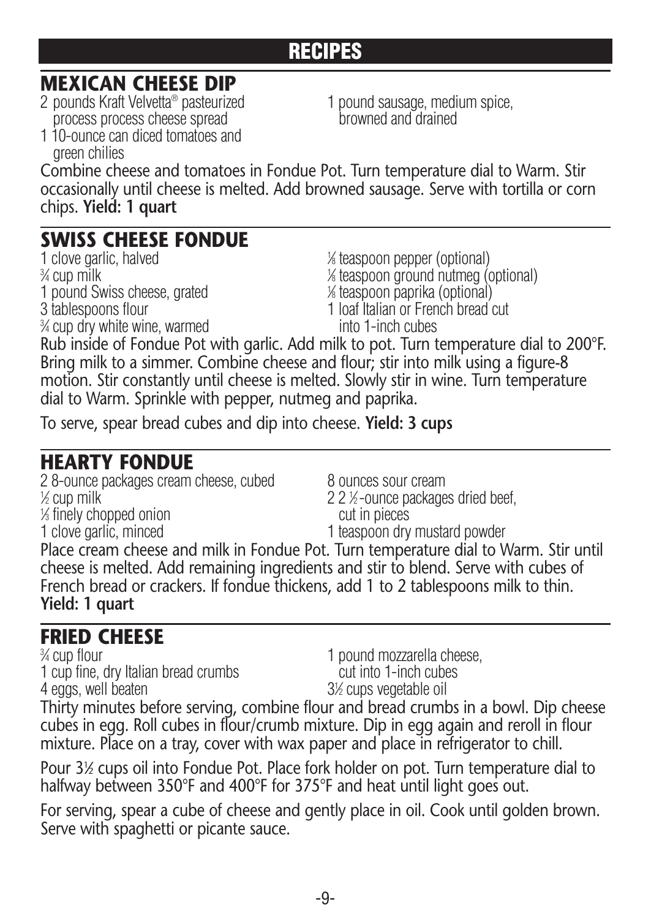# RECIPES

## MEXICAN CHEESE DIP

2 pounds Kraft Velveeta® pasteurized process process cheese spread
1 10-ounce can diced tomatoes and green chilies
1 pound sausage, medium spice, browned and drained

Combine cheese and tomatoes in Fondue Pot. Turn temperature dial to Warm. Stir occasionally until cheese is melted. Add browned sausage. Serve with tortilla or corn chips. **Yield: 1 quart**

## SWISS CHEESE FONDUE

1 clove garlic, halved
¾ cup milk
1 pound Swiss cheese, grated
3 tablespoons flour
¾ cup dry white wine, warmed
⅛ teaspoon pepper (optional)
⅛ teaspoon ground nutmeg (optional)
⅛ teaspoon paprika (optional)
1 loaf Italian or French bread cut into 1-inch cubes

Rub inside of Fondue Pot with garlic. Add milk to pot. Turn temperature dial to 200°F. Bring milk to a simmer. Combine cheese and flour; stir into milk using a figure-8 motion. Stir constantly until cheese is melted. Slowly stir in wine. Turn temperature dial to Warm. Sprinkle with pepper, nutmeg and paprika.

To serve, spear bread cubes and dip into cheese. **Yield: 3 cups**

## HEARTY FONDUE

2 8-ounce packages cream cheese, cubed
½ cup milk
⅓ finely chopped onion
1 clove garlic, minced
8 ounces sour cream
2 2 ½-ounce packages dried beef, cut in pieces
1 teaspoon dry mustard powder

Place cream cheese and milk in Fondue Pot. Turn temperature dial to Warm. Stir until cheese is melted. Add remaining ingredients and stir to blend. Serve with cubes of French bread or crackers. If fondue thickens, add 1 to 2 tablespoons milk to thin. **Yield: 1 quart**

## FRIED CHEESE

¾ cup flour
1 cup fine, dry Italian bread crumbs
4 eggs, well beaten
1 pound mozzarella cheese, cut into 1-inch cubes
3½ cups vegetable oil

Thirty minutes before serving, combine flour and bread crumbs in a bowl. Dip cheese cubes in egg. Roll cubes in flour/crumb mixture. Dip in egg again and reroll in flour mixture. Place on a tray, cover with wax paper and place in refrigerator to chill.

Pour 3½ cups oil into Fondue Pot. Place fork holder on pot. Turn temperature dial to halfway between 350°F and 400°F for 375°F and heat until light goes out.

For serving, spear a cube of cheese and gently place in oil. Cook until golden brown. Serve with spaghetti or picante sauce.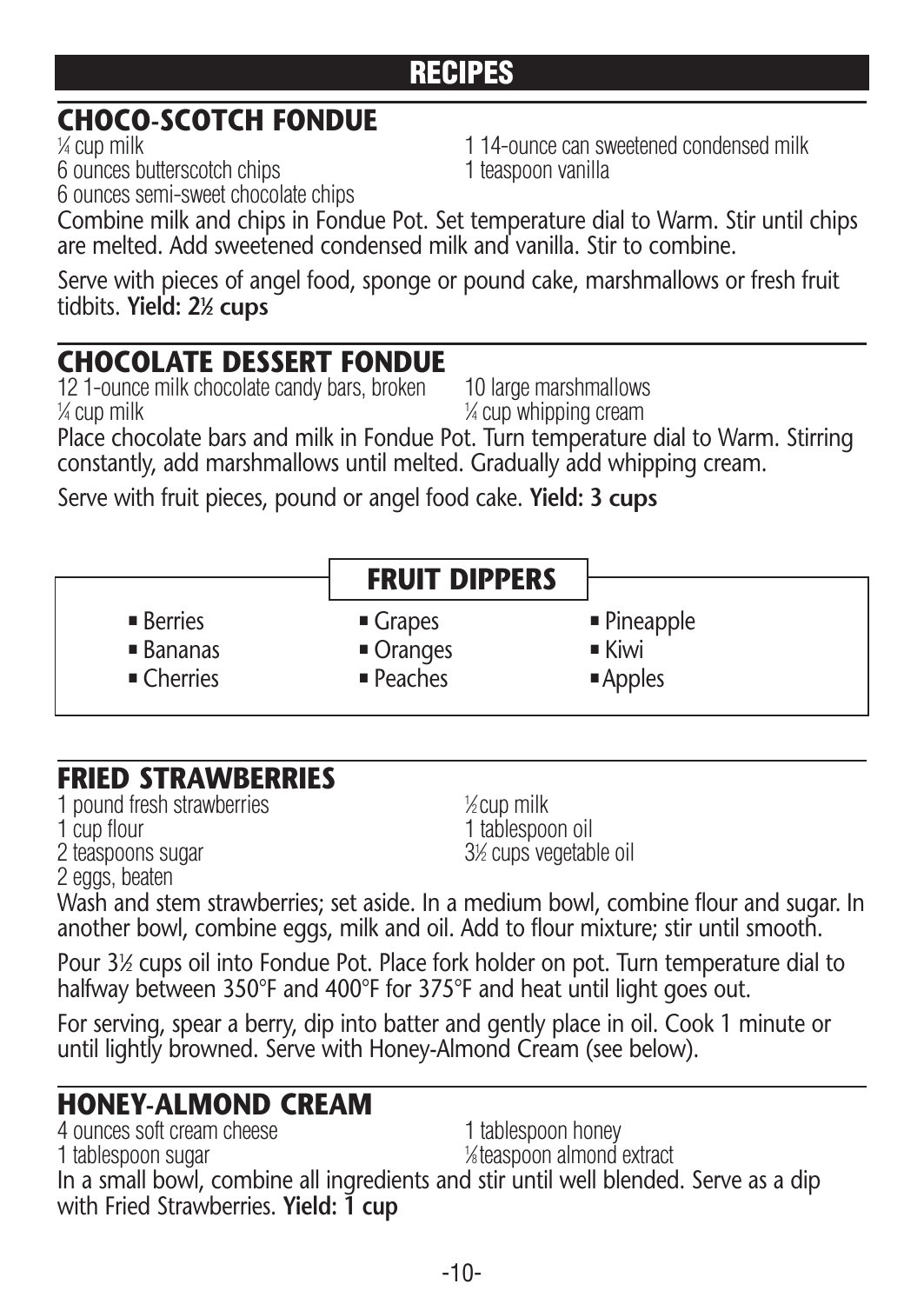# RECIPES

## CHOCO-SCOTCH FONDUE

¼ cup milk
6 ounces butterscotch chips
6 ounces semi-sweet chocolate chips
1 14-ounce can sweetened condensed milk
1 teaspoon vanilla

Combine milk and chips in Fondue Pot. Set temperature dial to Warm. Stir until chips are melted. Add sweetened condensed milk and vanilla. Stir to combine.

Serve with pieces of angel food, sponge or pound cake, marshmallows or fresh fruit tidbits. **Yield: 2½ cups**

## CHOCOLATE DESSERT FONDUE

12 1-ounce milk chocolate candy bars, broken
¼ cup milk
10 large marshmallows
¼ cup whipping cream

Place chocolate bars and milk in Fondue Pot. Turn temperature dial to Warm. Stirring constantly, add marshmallows until melted. Gradually add whipping cream.

Serve with fruit pieces, pound or angel food cake. **Yield: 3 cups**

## FRUIT DIPPERS

- Berries
- Bananas
- Cherries
- Grapes
- Oranges
- Peaches
- Pineapple
- Kiwi
- Apples

## FRIED STRAWBERRIES

1 pound fresh strawberries
1 cup flour
2 teaspoons sugar
2 eggs, beaten
½ cup milk
1 tablespoon oil
3½ cups vegetable oil

Wash and stem strawberries; set aside. In a medium bowl, combine flour and sugar. In another bowl, combine eggs, milk and oil. Add to flour mixture; stir until smooth.

Pour 3½ cups oil into Fondue Pot. Place fork holder on pot. Turn temperature dial to halfway between 350°F and 400°F for 375°F and heat until light goes out.

For serving, spear a berry, dip into batter and gently place in oil. Cook 1 minute or until lightly browned. Serve with Honey-Almond Cream (see below).

## HONEY-ALMOND CREAM

4 ounces soft cream cheese
1 tablespoon sugar
1 tablespoon honey
⅛ teaspoon almond extract

In a small bowl, combine all ingredients and stir until well blended. Serve as a dip with Fried Strawberries. **Yield: 1 cup**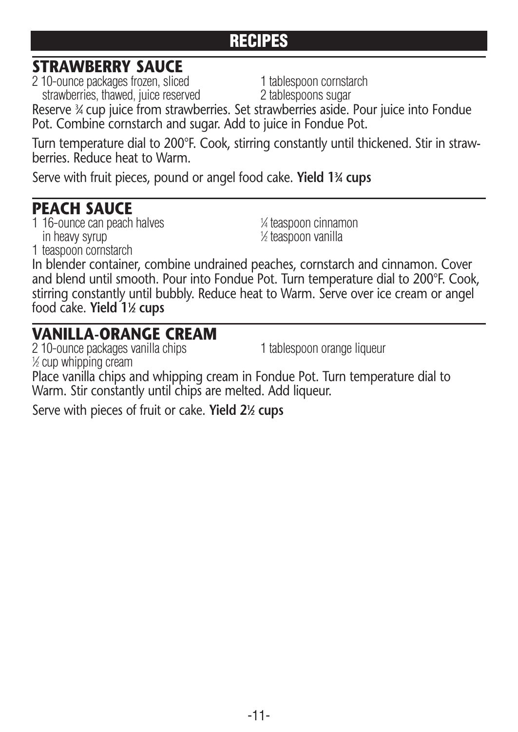# RECIPES

## STRAWBERRY SAUCE

2 10-ounce packages frozen, sliced strawberries, thawed, juice reserved
1 tablespoon cornstarch
2 tablespoons sugar

Reserve ¾ cup juice from strawberries. Set strawberries aside. Pour juice into Fondue Pot. Combine cornstarch and sugar. Add to juice in Fondue Pot.

Turn temperature dial to 200°F. Cook, stirring constantly until thickened. Stir in strawberries. Reduce heat to Warm.

Serve with fruit pieces, pound or angel food cake. **Yield 1¾ cups**

## PEACH SAUCE

1 16-ounce can peach halves in heavy syrup
1 teaspoon cornstarch
¼ teaspoon cinnamon
½ teaspoon vanilla

In blender container, combine undrained peaches, cornstarch and cinnamon. Cover and blend until smooth. Pour into Fondue Pot. Turn temperature dial to 200°F. Cook, stirring constantly until bubbly. Reduce heat to Warm. Serve over ice cream or angel food cake. **Yield 1½ cups**

## VANILLA-ORANGE CREAM

2 10-ounce packages vanilla chips
½ cup whipping cream
1 tablespoon orange liqueur

Place vanilla chips and whipping cream in Fondue Pot. Turn temperature dial to Warm. Stir constantly until chips are melted. Add liqueur.

Serve with pieces of fruit or cake. **Yield 2½ cups**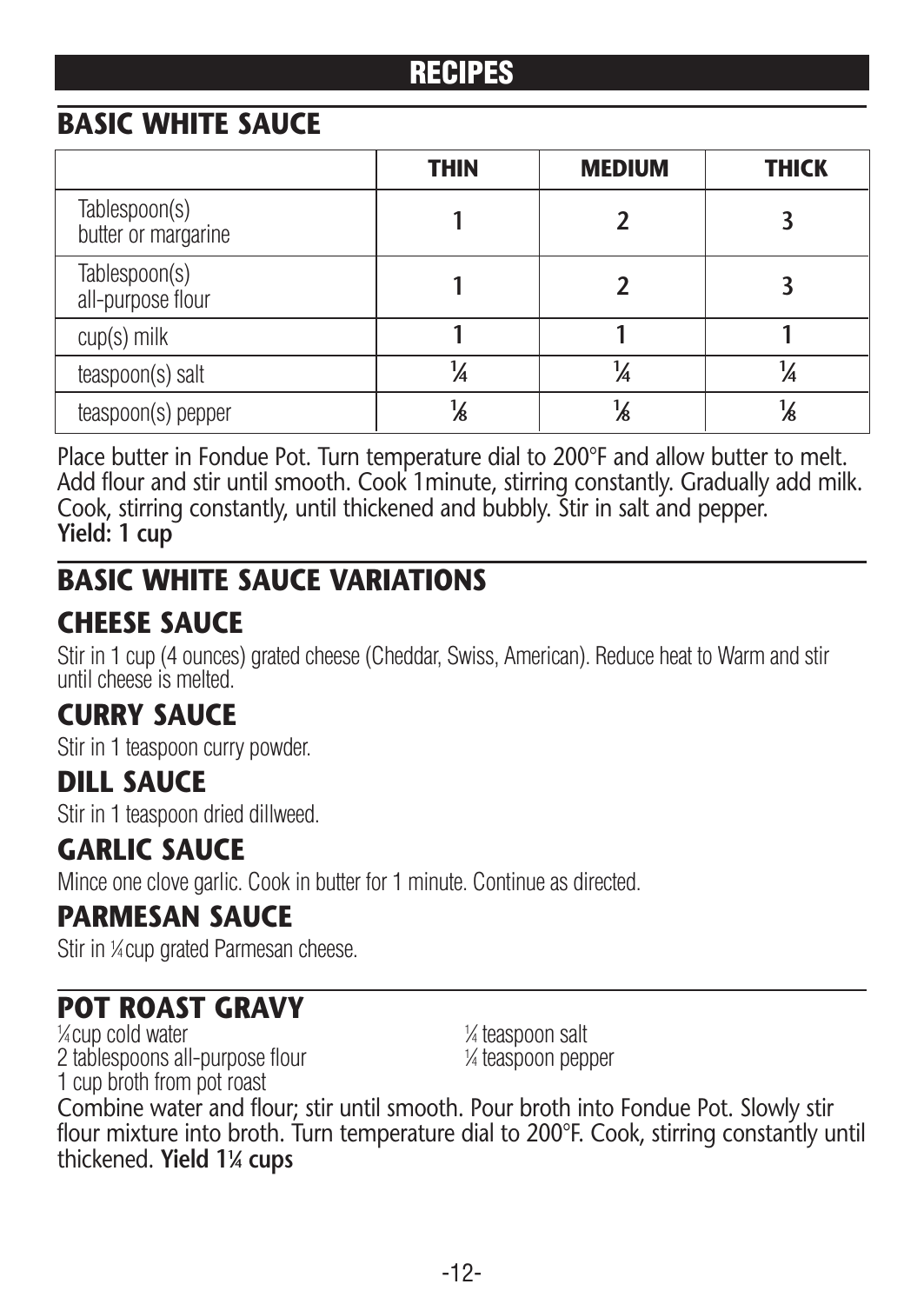# RECIPES

## BASIC WHITE SAUCE

| | THIN | MEDIUM | THICK |
|---|---|---|---|
| Tablespoon(s) butter or margarine | 1 | 2 | 3 |
| Tablespoon(s) all-purpose flour | 1 | 2 | 3 |
| cup(s) milk | 1 | 1 | 1 |
| teaspoon(s) salt | ¼ | ¼ | ¼ |
| teaspoon(s) pepper | ⅛ | ⅛ | ⅛ |

Place butter in Fondue Pot. Turn temperature dial to 200°F and allow butter to melt. Add flour and stir until smooth. Cook 1minute, stirring constantly. Gradually add milk. Cook, stirring constantly, until thickened and bubbly. Stir in salt and pepper.
**Yield: 1 cup**

## BASIC WHITE SAUCE VARIATIONS

### CHEESE SAUCE

Stir in 1 cup (4 ounces) grated cheese (Cheddar, Swiss, American). Reduce heat to Warm and stir until cheese is melted.

### CURRY SAUCE

Stir in 1 teaspoon curry powder.

### DILL SAUCE

Stir in 1 teaspoon dried dillweed.

### GARLIC SAUCE

Mince one clove garlic. Cook in butter for 1 minute. Continue as directed.

### PARMESAN SAUCE

Stir in ¼ cup grated Parmesan cheese.

## POT ROAST GRAVY

¼ cup cold water
2 tablespoons all-purpose flour
1 cup broth from pot roast
¼ teaspoon salt
¼ teaspoon pepper

Combine water and flour; stir until smooth. Pour broth into Fondue Pot. Slowly stir flour mixture into broth. Turn temperature dial to 200°F. Cook, stirring constantly until thickened. **Yield 1¼ cups**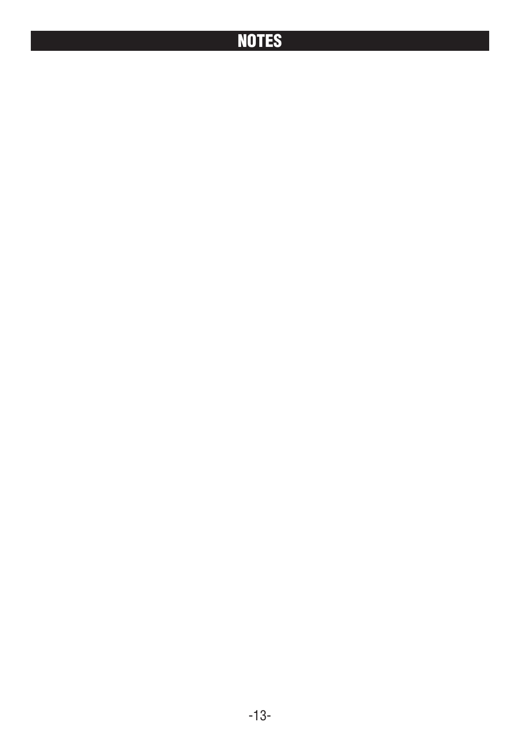# NOTES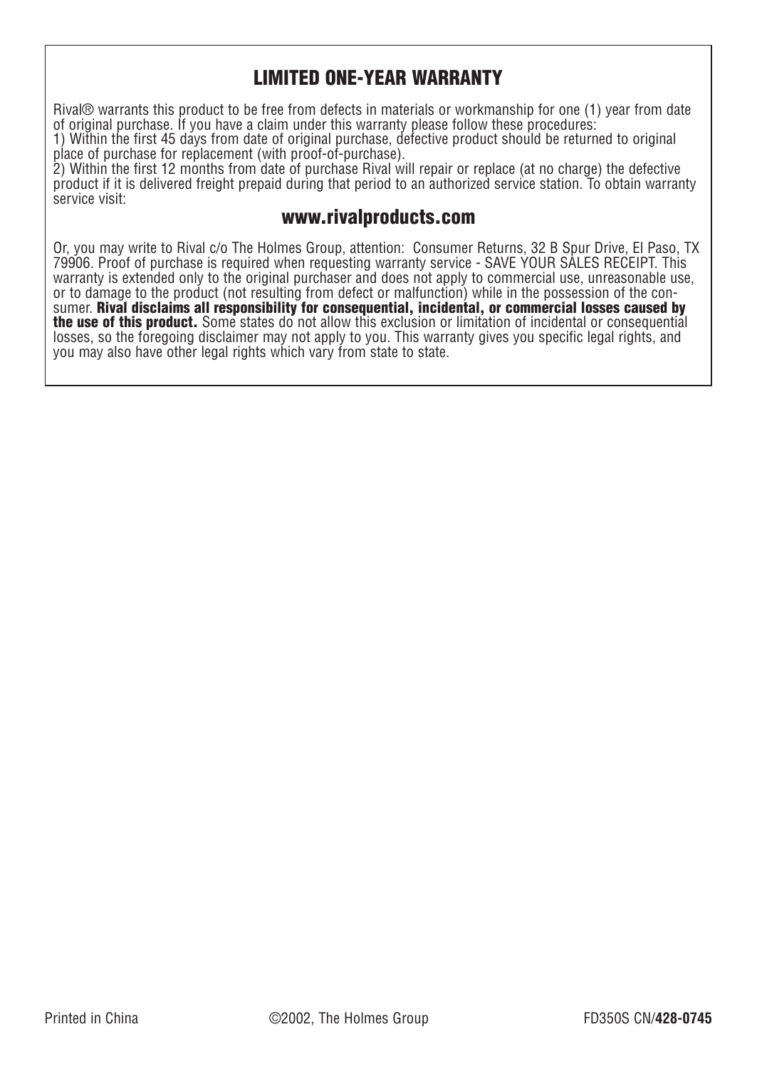## LIMITED ONE-YEAR WARRANTY

Rival® warrants this product to be free from defects in materials or workmanship for one (1) year from date of original purchase. If you have a claim under this warranty please follow these procedures:

1) Within the first 45 days from date of original purchase, defective product should be returned to original place of purchase for replacement (with proof-of-purchase).

2) Within the first 12 months from date of purchase Rival will repair or replace (at no charge) the defective product if it is delivered freight prepaid during that period to an authorized service station. To obtain warranty service visit:

**www.rivalproducts.com**

Or, you may write to Rival c/o The Holmes Group, attention: Consumer Returns, 32 B Spur Drive, El Paso, TX 79906. Proof of purchase is required when requesting warranty service - SAVE YOUR SALES RECEIPT. This warranty is extended only to the original purchaser and does not apply to commercial use, unreasonable use, or to damage to the product (not resulting from defect or malfunction) while in the possession of the consumer. **Rival disclaims all responsibility for consequential, incidental, or commercial losses caused by the use of this product.** Some states do not allow this exclusion or limitation of incidental or consequential losses, so the foregoing disclaimer may not apply to you. This warranty gives you specific legal rights, and you may also have other legal rights which vary from state to state.

Printed in China ©2002, The Holmes Group FD350S CN/**428-0745**